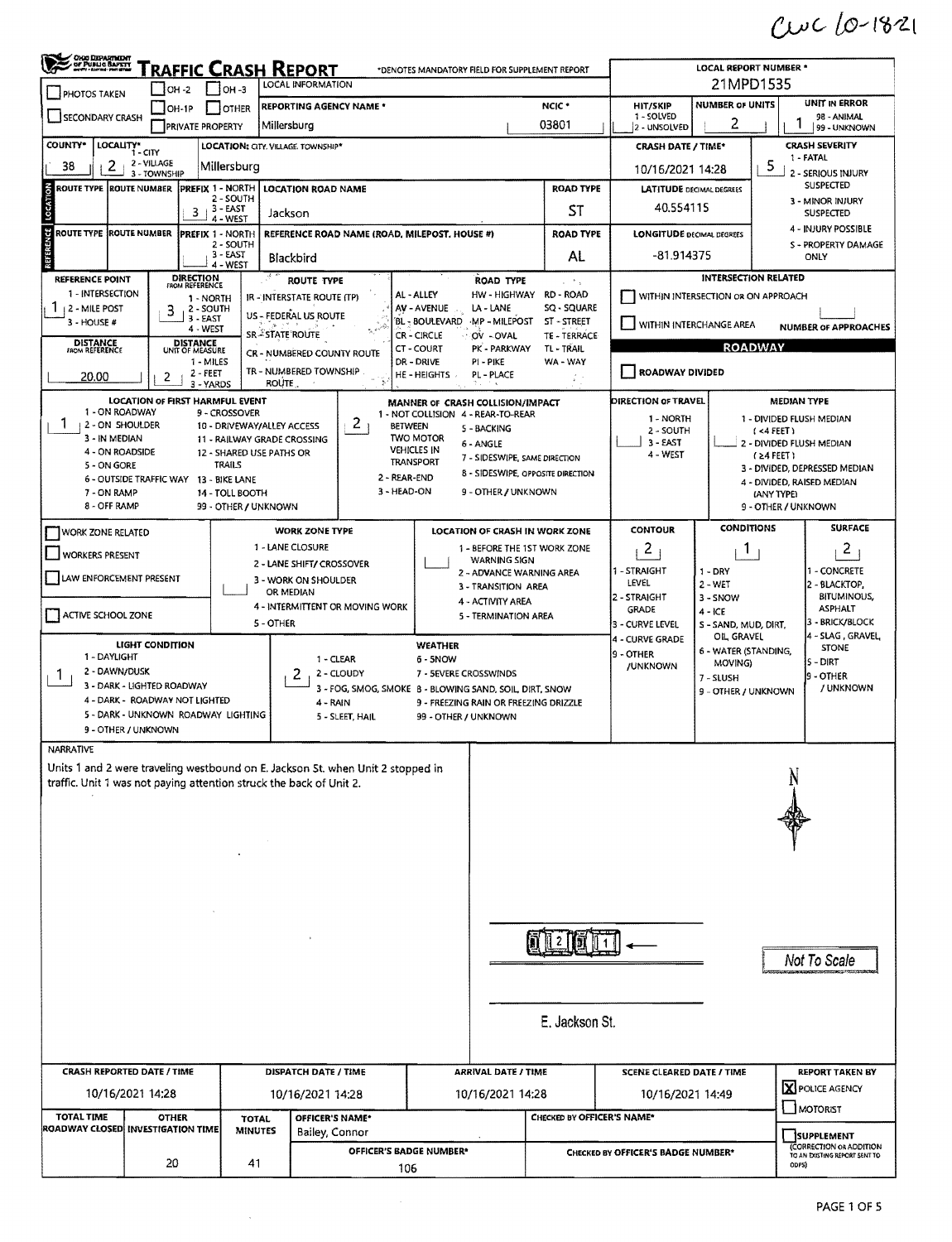CWC 10-1821

# TRAFFIC CRASH REPORT

Ohio Department of Public Safety

*DENOTES MANDATORY FIELD FOR SUPPLEMENT REPORT

**LOCAL REPORT NUMBER *** 21MPD1535

| | |
|---|---|
| PHOTOS TAKEN | ☐ |
| OH-2 / OH-3 / OH-1P / OTHER | ☐ |
| SECONDARY CRASH | ☐ |
| PRIVATE PROPERTY | ☐ |
| LOCAL INFORMATION | |
| REPORTING AGENCY NAME * | Millersburg |
| NCIC * | 03801 |
| HIT/SKIP (1 - SOLVED, 2 - UNSOLVED) | |
| NUMBER OF UNITS | 2 |
| UNIT IN ERROR (98 - ANIMAL, 99 - UNKNOWN) | 1 |
| COUNTY* | 38 |
| LOCALITY* (1 - CITY, 2 - VILLAGE, 3 - TOWNSHIP) | 2 |
| LOCATION: CITY, VILLAGE, TOWNSHIP* | Millersburg |
| CRASH DATE / TIME* | 10/16/2021 14:28 |
| CRASH SEVERITY (1 - FATAL, 2 - SERIOUS INJURY SUSPECTED, 3 - MINOR INJURY SUSPECTED, 4 - INJURY POSSIBLE, 5 - PROPERTY DAMAGE ONLY) | 5 |

## LOCATION

| ROUTE TYPE | ROUTE NUMBER | PREFIX (1 - NORTH, 2 - SOUTH, 3 - EAST, 4 - WEST) | LOCATION ROAD NAME | ROAD TYPE | LATITUDE DECIMAL DEGREES |
|---|---|---|---|---|---|
| | | 3 | Jackson | ST | 40.554115 |

## REFERENCE

| ROUTE TYPE | ROUTE NUMBER | PREFIX (1 - NORTH, 2 - SOUTH, 3 - EAST, 4 - WEST) | REFERENCE ROAD NAME (ROAD, MILEPOST, HOUSE #) | ROAD TYPE | LONGITUDE DECIMAL DEGREES |
|---|---|---|---|---|---|
| | | | Blackbird | AL | -81.914375 |

| | |
|---|---|
| REFERENCE POINT (1 - INTERSECTION, 2 - MILE POST, 3 - HOUSE #) | 1 |
| DIRECTION FROM REFERENCE (1 - NORTH, 2 - SOUTH, 3 - EAST, 4 - WEST) | 3 |
| DISTANCE FROM REFERENCE | 20.00 |
| DISTANCE UNIT OF MEASURE (1 - MILES, 2 - FEET, 3 - YARDS) | 2 |

ROUTE TYPE: IR - INTERSTATE ROUTE (TP), US - FEDERAL US ROUTE, SR - STATE ROUTE, CR - NUMBERED COUNTY ROUTE, TR - NUMBERED TOWNSHIP ROUTE

ROAD TYPE: AL - ALLEY, AV - AVENUE, BL - BOULEVARD, CR - CIRCLE, CT - COURT, DR - DRIVE, HE - HEIGHTS, HW - HIGHWAY, LA - LANE, MP - MILEPOST, OV - OVAL, PK - PARKWAY, PI - PIKE, PL - PLACE, RD - ROAD, SQ - SQUARE, ST - STREET, TE - TERRACE, TL - TRAIL, WA - WAY

### INTERSECTION RELATED

☐ WITHIN INTERSECTION OR ON APPROACH

☐ WITHIN INTERCHANGE AREA

NUMBER OF APPROACHES:

### ROADWAY

☐ ROADWAY DIVIDED

| | |
|---|---|
| LOCATION OF FIRST HARMFUL EVENT | 1 |
| MANNER OF CRASH COLLISION/IMPACT | 2 |
| DIRECTION OF TRAVEL | |
| MEDIAN TYPE | |

LOCATION OF FIRST HARMFUL EVENT: 1 - ON ROADWAY, 2 - ON SHOULDER, 3 - IN MEDIAN, 4 - ON ROADSIDE, 5 - ON GORE, 6 - OUTSIDE TRAFFIC WAY, 7 - ON RAMP, 8 - OFF RAMP, 9 - CROSSOVER, 10 - DRIVEWAY/ALLEY ACCESS, 11 - RAILWAY GRADE CROSSING, 12 - SHARED USE PATHS OR TRAILS, 13 - BIKE LANE, 14 - TOLL BOOTH, 99 - OTHER / UNKNOWN

MANNER OF CRASH COLLISION/IMPACT: 1 - NOT COLLISION BETWEEN TWO MOTOR VEHICLES IN TRANSPORT, 2 - REAR-END, 3 - HEAD-ON, 4 - REAR-TO-REAR, 5 - BACKING, 6 - ANGLE, 7 - SIDESWIPE, SAME DIRECTION, 8 - SIDESWIPE, OPPOSITE DIRECTION, 9 - OTHER / UNKNOWN

DIRECTION OF TRAVEL: 1 - NORTH, 2 - SOUTH, 3 - EAST, 4 - WEST

MEDIAN TYPE: 1 - DIVIDED FLUSH MEDIAN (<4 FEET), 2 - DIVIDED FLUSH MEDIAN (≥4 FEET), 3 - DIVIDED, DEPRESSED MEDIAN, 4 - DIVIDED, RAISED MEDIAN (ANY TYPE), 9 - OTHER / UNKNOWN

### WORK ZONE

☐ WORK ZONE RELATED

☐ WORKERS PRESENT

☐ LAW ENFORCEMENT PRESENT

☐ ACTIVE SCHOOL ZONE

WORK ZONE TYPE: 1 - LANE CLOSURE, 2 - LANE SHIFT/ CROSSOVER, 3 - WORK ON SHOULDER OR MEDIAN, 4 - INTERMITTENT OR MOVING WORK, 5 - OTHER

LOCATION OF CRASH IN WORK ZONE: 1 - BEFORE THE 1ST WORK ZONE WARNING SIGN, 2 - ADVANCE WARNING AREA, 3 - TRANSITION AREA, 4 - ACTIVITY AREA, 5 - TERMINATION AREA

| CONTOUR | CONDITIONS | SURFACE |
|---|---|---|
| 2 | 1 | 2 |

CONTOUR: 1 - STRAIGHT LEVEL, 2 - STRAIGHT GRADE, 3 - CURVE LEVEL, 4 - CURVE GRADE, 9 - OTHER /UNKNOWN

CONDITIONS: 1 - DRY, 2 - WET, 3 - SNOW, 4 - ICE, 5 - SAND, MUD, DIRT, OIL, GRAVEL, 6 - WATER (STANDING, MOVING), 7 - SLUSH, 9 - OTHER / UNKNOWN

SURFACE: 1 - CONCRETE, 2 - BLACKTOP, BITUMINOUS, ASPHALT, 3 - BRICK/BLOCK, 4 - SLAG, GRAVEL, STONE, 5 - DIRT, 9 - OTHER / UNKNOWN

| LIGHT CONDITION | WEATHER |
|---|---|
| 1 | 2 |

LIGHT CONDITION: 1 - DAYLIGHT, 2 - DAWN/DUSK, 3 - DARK - LIGHTED ROADWAY, 4 - DARK - ROADWAY NOT LIGHTED, 5 - DARK - UNKNOWN ROADWAY LIGHTING, 9 - OTHER / UNKNOWN

WEATHER: 1 - CLEAR, 2 - CLOUDY, 3 - FOG, SMOG, SMOKE, 4 - RAIN, 5 - SLEET, HAIL, 6 - SNOW, 7 - SEVERE CROSSWINDS, 8 - BLOWING SAND, SOIL, DIRT, SNOW, 9 - FREEZING RAIN OR FREEZING DRIZZLE, 99 - OTHER / UNKNOWN

## NARRATIVE

Units 1 and 2 were traveling westbound on E. Jackson St. when Unit 2 stopped in traffic. Unit 1 was not paying attention struck the back of Unit 2.

Diagram: E. Jackson St. — Not To Scale

| CRASH REPORTED DATE / TIME | DISPATCH DATE / TIME | ARRIVAL DATE / TIME | SCENE CLEARED DATE / TIME | REPORT TAKEN BY |
|---|---|---|---|---|
| 10/16/2021 14:28 | 10/16/2021 14:28 | 10/16/2021 14:28 | 10/16/2021 14:49 | ☒ POLICE AGENCY ☐ MOTORIST |

| TOTAL TIME ROADWAY CLOSED | OTHER INVESTIGATION TIME | TOTAL MINUTES | OFFICER'S NAME* | OFFICER'S BADGE NUMBER* | CHECKED BY OFFICER'S NAME* | CHECKED BY OFFICER'S BADGE NUMBER* |
|---|---|---|---|---|---|---|
| | 20 | 41 | Bailey, Connor | 106 | | |

☐ SUPPLEMENT (CORRECTION OR ADDITION TO AN EXISTING REPORT SENT TO ODPS)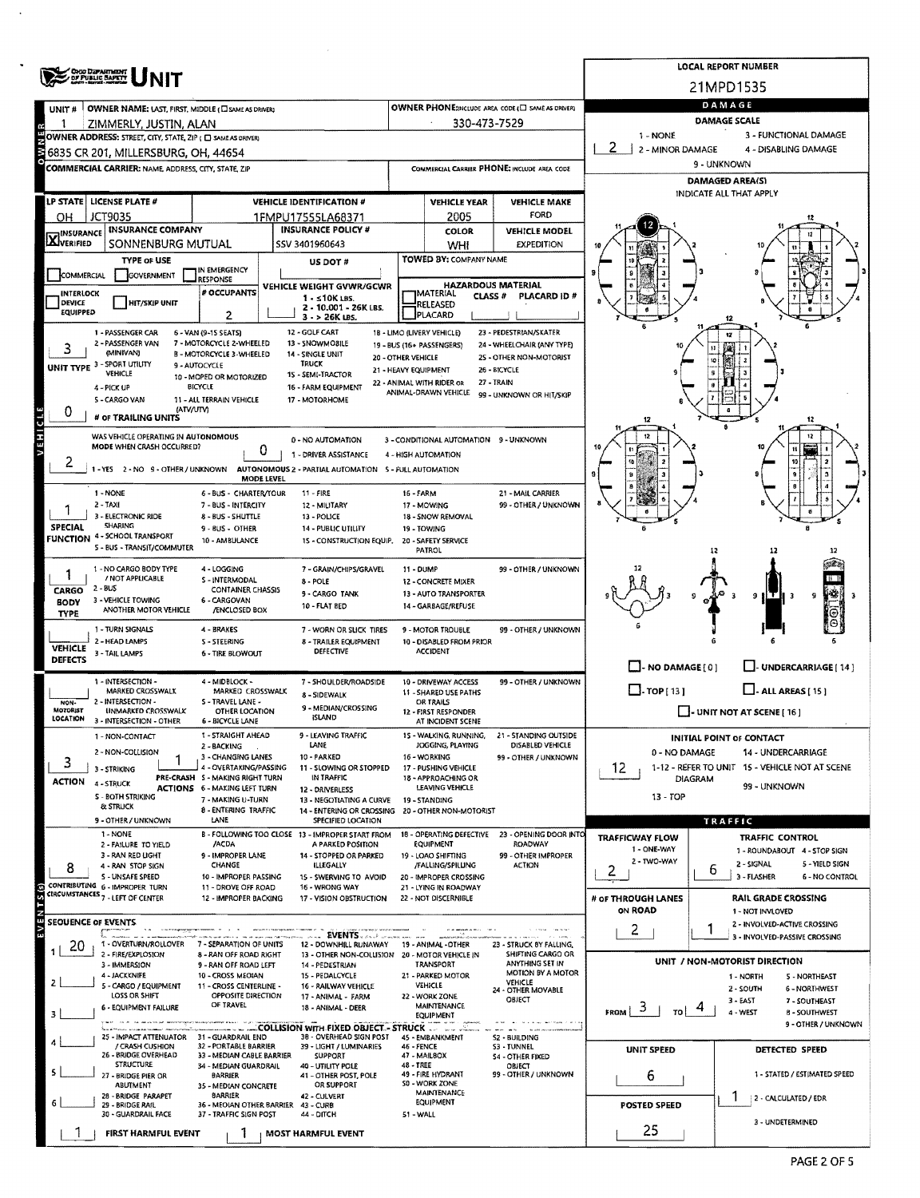# UNIT

**LOCAL REPORT NUMBER:** 21MPD1535

## OWNER

| Field | Value |
|---|---|
| UNIT # | 1 |
| OWNER NAME: LAST, FIRST, MIDDLE (☐ SAME AS DRIVER) | ZIMMERLY, JUSTIN, ALAN |
| OWNER PHONE: INCLUDE AREA CODE (☐ SAME AS DRIVER) | 330-473-7529 |
| OWNER ADDRESS: STREET, CITY, STATE, ZIP (☐ SAME AS DRIVER) | 6835 CR 201, MILLERSBURG, OH, 44654 |
| COMMERCIAL CARRIER: NAME, ADDRESS, CITY, STATE, ZIP | |
| COMMERCIAL CARRIER PHONE: INCLUDE AREA CODE | |

## DAMAGE

DAMAGE SCALE: 1 - NONE; 2 - MINOR DAMAGE; 3 - FUNCTIONAL DAMAGE; 4 - DISABLING DAMAGE; 9 - UNKNOWN

Damage: **2**

DAMAGED AREA(S) — INDICATE ALL THAT APPLY: 12

☐ - NO DAMAGE [0] ☐ - UNDERCARRIAGE [14] ☐ - TOP [13] ☐ - ALL AREAS [15] ☐ - UNIT NOT AT SCENE [16]

## VEHICLE

| Field | Value |
|---|---|
| LP STATE | OH |
| LICENSE PLATE # | JCT9035 |
| VEHICLE IDENTIFICATION # | 1FMPU17555LA68371 |
| VEHICLE YEAR | 2005 |
| VEHICLE MAKE | FORD |
| INSURANCE | ☒ VERIFIED |
| INSURANCE COMPANY | SONNENBURG MUTUAL |
| INSURANCE POLICY # | SSV 3401960643 |
| COLOR | WHI |
| VEHICLE MODEL | EXPEDITION |
| TYPE OF USE | ☐ COMMERCIAL ☐ GOVERNMENT ☐ IN EMERGENCY RESPONSE |
| US DOT # | |
| TOWED BY: COMPANY NAME | |
| INTERLOCK DEVICE EQUIPPED | ☐ |
| HIT/SKIP UNIT | ☐ |
| # OCCUPANTS | 2 |
| VEHICLE WEIGHT GVWR/GCWR | 1 - ≤10K LBS. 2 - 10.001 - 26K LBS. 3 - > 26K LBS. |
| HAZARDOUS MATERIAL | ☐ MATERIAL RELEASED ☐ PLACARD; CLASS #; PLACARD ID # |

**UNIT TYPE: 3**

1 - PASSENGER CAR; 2 - PASSENGER VAN (MINIVAN); 3 - SPORT UTILITY VEHICLE; 4 - PICK UP; 5 - CARGO VAN; 6 - VAN (9-15 SEATS); 7 - MOTORCYCLE 2-WHEELED; 8 - MOTORCYCLE 3-WHEELED; 9 - AUTOCYCLE; 10 - MOPED OR MOTORIZED BICYCLE; 11 - ALL TERRAIN VEHICLE (ATV/UTV); 12 - GOLF CART; 13 - SNOWMOBILE; 14 - SINGLE UNIT TRUCK; 15 - SEMI-TRACTOR; 16 - FARM EQUIPMENT; 17 - MOTORHOME; 18 - LIMO (LIVERY VEHICLE); 19 - BUS (16+ PASSENGERS); 20 - OTHER VEHICLE; 21 - HEAVY EQUIPMENT; 22 - ANIMAL WITH RIDER OR ANIMAL-DRAWN VEHICLE; 23 - PEDESTRIAN/SKATER; 24 - WHEELCHAIR (ANY TYPE); 25 - OTHER NON-MOTORIST; 26 - BICYCLE; 27 - TRAIN; 99 - UNKNOWN OR HIT/SKIP

**# OF TRAILING UNITS: 0**

**WAS VEHICLE OPERATING IN AUTONOMOUS MODE WHEN CRASH OCCURRED? 2** (1 - YES 2 - NO 9 - OTHER / UNKNOWN)

**AUTONOMOUS MODE LEVEL: 0** (0 - NO AUTOMATION; 1 - DRIVER ASSISTANCE; 2 - PARTIAL AUTOMATION; 3 - CONDITIONAL AUTOMATION; 4 - HIGH AUTOMATION; 5 - FULL AUTOMATION; 9 - UNKNOWN)

**SPECIAL FUNCTION: 1**

1 - NONE; 2 - TAXI; 3 - ELECTRONIC RIDE SHARING; 4 - SCHOOL TRANSPORT; 5 - BUS - TRANSIT/COMMUTER; 6 - BUS - CHARTER/TOUR; 7 - BUS - INTERCITY; 8 - BUS - SHUTTLE; 9 - BUS - OTHER; 10 - AMBULANCE; 11 - FIRE; 12 - MILITARY; 13 - POLICE; 14 - PUBLIC UTILITY; 15 - CONSTRUCTION EQUIP.; 16 - FARM; 17 - MOWING; 18 - SNOW REMOVAL; 19 - TOWING; 20 - SAFETY SERVICE PATROL; 21 - MAIL CARRIER; 99 - OTHER / UNKNOWN

**CARGO BODY TYPE: 1**

1 - NO CARGO BODY TYPE / NOT APPLICABLE; 2 - BUS; 3 - VEHICLE TOWING ANOTHER MOTOR VEHICLE; 4 - LOGGING; 5 - INTERMODAL CONTAINER CHASSIS; 6 - CARGOVAN /ENCLOSED BOX; 7 - GRAIN/CHIPS/GRAVEL; 8 - POLE; 9 - CARGO TANK; 10 - FLAT BED; 11 - DUMP; 12 - CONCRETE MIXER; 13 - AUTO TRANSPORTER; 14 - GARBAGE/REFUSE; 99 - OTHER / UNKNOWN

**VEHICLE DEFECTS:**

1 - TURN SIGNALS; 2 - HEAD LAMPS; 3 - TAIL LAMPS; 4 - BRAKES; 5 - STEERING; 6 - TIRE BLOWOUT; 7 - WORN OR SLICK TIRES; 8 - TRAILER EQUIPMENT DEFECTIVE; 9 - MOTOR TROUBLE; 10 - DISABLED FROM PRIOR ACCIDENT; 99 - OTHER / UNKNOWN

**NON-MOTORIST LOCATION:**

1 - INTERSECTION - MARKED CROSSWALK; 2 - INTERSECTION - UNMARKED CROSSWALK; 3 - INTERSECTION - OTHER; 4 - MIDBLOCK - MARKED CROSSWALK; 5 - TRAVEL LANE - OTHER LOCATION; 6 - BICYCLE LANE; 7 - SHOULDER/ROADSIDE; 8 - SIDEWALK; 9 - MEDIAN/CROSSING ISLAND; 10 - DRIVEWAY ACCESS; 11 - SHARED USE PATHS OR TRAILS; 12 - FIRST RESPONDER AT INCIDENT SCENE; 99 - OTHER / UNKNOWN

**ACTION: 3** **PRE-CRASH ACTIONS: 1**

ACTION: 1 - NON-CONTACT; 2 - NON-COLLISION; 3 - STRIKING; 4 - STRUCK; 5 - BOTH STRIKING & STRUCK; 9 - OTHER / UNKNOWN

PRE-CRASH ACTIONS: 1 - STRAIGHT AHEAD; 2 - BACKING; 3 - CHANGING LANES; 4 - OVERTAKING/PASSING; 5 - MAKING RIGHT TURN; 6 - MAKING LEFT TURN; 7 - MAKING U-TURN; 8 - ENTERING TRAFFIC LANE; 9 - LEAVING TRAFFIC LANE; 10 - PARKED; 11 - SLOWING OR STOPPED IN TRAFFIC; 12 - DRIVERLESS; 13 - NEGOTIATING A CURVE; 14 - ENTERING OR CROSSING SPECIFIED LOCATION; 15 - WALKING, RUNNING, JOGGING, PLAYING; 16 - WORKING; 17 - PUSHING VEHICLE; 18 - APPROACHING OR LEAVING VEHICLE; 19 - STANDING; 20 - OTHER NON-MOTORIST; 21 - STANDING OUTSIDE DISABLED VEHICLE; 99 - OTHER / UNKNOWN

**CONTRIBUTING CIRCUMSTANCES: 8**

1 - NONE; 2 - FAILURE TO YIELD; 3 - RAN RED LIGHT; 4 - RAN STOP SIGN; 5 - UNSAFE SPEED; 6 - IMPROPER TURN; 7 - LEFT OF CENTER; 8 - FOLLOWING TOO CLOSE /ACDA; 9 - IMPROPER LANE CHANGE; 10 - IMPROPER PASSING; 11 - DROVE OFF ROAD; 12 - IMPROPER BACKING; 13 - IMPROPER START FROM A PARKED POSITION; 14 - STOPPED OR PARKED ILLEGALLY; 15 - SWERVING TO AVOID; 16 - WRONG WAY; 17 - VISION OBSTRUCTION; 18 - OPERATING DEFECTIVE EQUIPMENT; 19 - LOAD SHIFTING /FALLING/SPILLING; 20 - IMPROPER CROSSING; 21 - LYING IN ROADWAY; 22 - NOT DISCERNIBLE; 23 - OPENING DOOR INTO ROADWAY; 99 - OTHER IMPROPER ACTION

## INITIAL POINT OF CONTACT

**12**

0 - NO DAMAGE; 1-12 - REFER TO UNIT DIAGRAM; 13 - TOP; 14 - UNDERCARRIAGE; 15 - VEHICLE NOT AT SCENE; 99 - UNKNOWN

## TRAFFIC

| Field | Value |
|---|---|
| TRAFFICWAY FLOW (1 - ONE-WAY; 2 - TWO-WAY) | 2 |
| TRAFFIC CONTROL | 6 |
| # OF THROUGH LANES ON ROAD | 2 |
| RAIL GRADE CROSSING | 1 |

TRAFFIC CONTROL: 1 - ROUNDABOUT; 2 - SIGNAL; 3 - FLASHER; 4 - STOP SIGN; 5 - YIELD SIGN; 6 - NO CONTROL

RAIL GRADE CROSSING: 1 - NOT INVLOVED; 2 - INVOLVED-ACTIVE CROSSING; 3 - INVOLVED-PASSIVE CROSSING

## SEQUENCE OF EVENTS

| # | Event |
|---|---|
| 1 | 20 |
| 2 | |
| 3 | |
| 4 | |
| 5 | |
| 6 | |

FIRST HARMFUL EVENT: 1 MOST HARMFUL EVENT: 1

**EVENTS:** 1 - OVERTURN/ROLLOVER; 2 - FIRE/EXPLOSION; 3 - IMMERSION; 4 - JACKKNIFE; 5 - CARGO / EQUIPMENT LOSS OR SHIFT; 6 - EQUIPMENT FAILURE; 7 - SEPARATION OF UNITS; 8 - RAN OFF ROAD RIGHT; 9 - RAN OFF ROAD LEFT; 10 - CROSS MEDIAN; 11 - CROSS CENTERLINE - OPPOSITE DIRECTION OF TRAVEL; 12 - DOWNHILL RUNAWAY; 13 - OTHER NON-COLLISION; 14 - PEDESTRIAN; 15 - PEDALCYCLE; 16 - RAILWAY VEHICLE; 17 - ANIMAL - FARM; 18 - ANIMAL - DEER; 19 - ANIMAL -OTHER; 20 - MOTOR VEHICLE IN TRANSPORT; 21 - PARKED MOTOR VEHICLE; 22 - WORK ZONE MAINTENANCE EQUIPMENT; 23 - STRUCK BY FALLING, SHIFTING CARGO OR ANYTHING SET IN MOTION BY A MOTOR VEHICLE; 24 - OTHER MOVABLE OBJECT

**COLLISION WITH FIXED OBJECT - STRUCK:** 25 - IMPACT ATTENUATOR / CRASH CUSHION; 26 - BRIDGE OVERHEAD STRUCTURE; 27 - BRIDGE PIER OR ABUTMENT; 28 - BRIDGE PARAPET; 29 - BRIDGE RAIL; 30 - GUARDRAIL FACE; 31 - GUARDRAIL END; 32 - PORTABLE BARRIER; 33 - MEDIAN CABLE BARRIER; 34 - MEDIAN GUARDRAIL BARRIER; 35 - MEDIAN CONCRETE BARRIER; 36 - MEDIAN OTHER BARRIER; 37 - TRAFFIC SIGN POST; 38 - OVERHEAD SIGN POST; 39 - LIGHT / LUMINARIES SUPPORT; 40 - UTILITY POLE; 41 - OTHER POST, POLE OR SUPPORT; 42 - CULVERT; 43 - CURB; 44 - DITCH; 45 - EMBANKMENT; 46 - FENCE; 47 - MAILBOX; 48 - TREE; 49 - FIRE HYDRANT; 50 - WORK ZONE MAINTENANCE EQUIPMENT; 51 - WALL; 52 - BUILDING; 53 - TUNNEL; 54 - OTHER FIXED OBJECT; 99 - OTHER / UNKNOWN

## UNIT / NON-MOTORIST DIRECTION

FROM **3** TO **4**

1 - NORTH; 2 - SOUTH; 3 - EAST; 4 - WEST; 5 - NORTHEAST; 6 - NORTHWEST; 7 - SOUTHEAST; 8 - SOUTHWEST; 9 - OTHER / UNKNOWN

| Field | Value |
|---|---|
| UNIT SPEED | 6 |
| POSTED SPEED | 25 |
| DETECTED SPEED | 1 |

DETECTED SPEED: 1 - STATED / ESTIMATED SPEED; 2 - CALCULATED / EDR; 3 - UNDETERMINED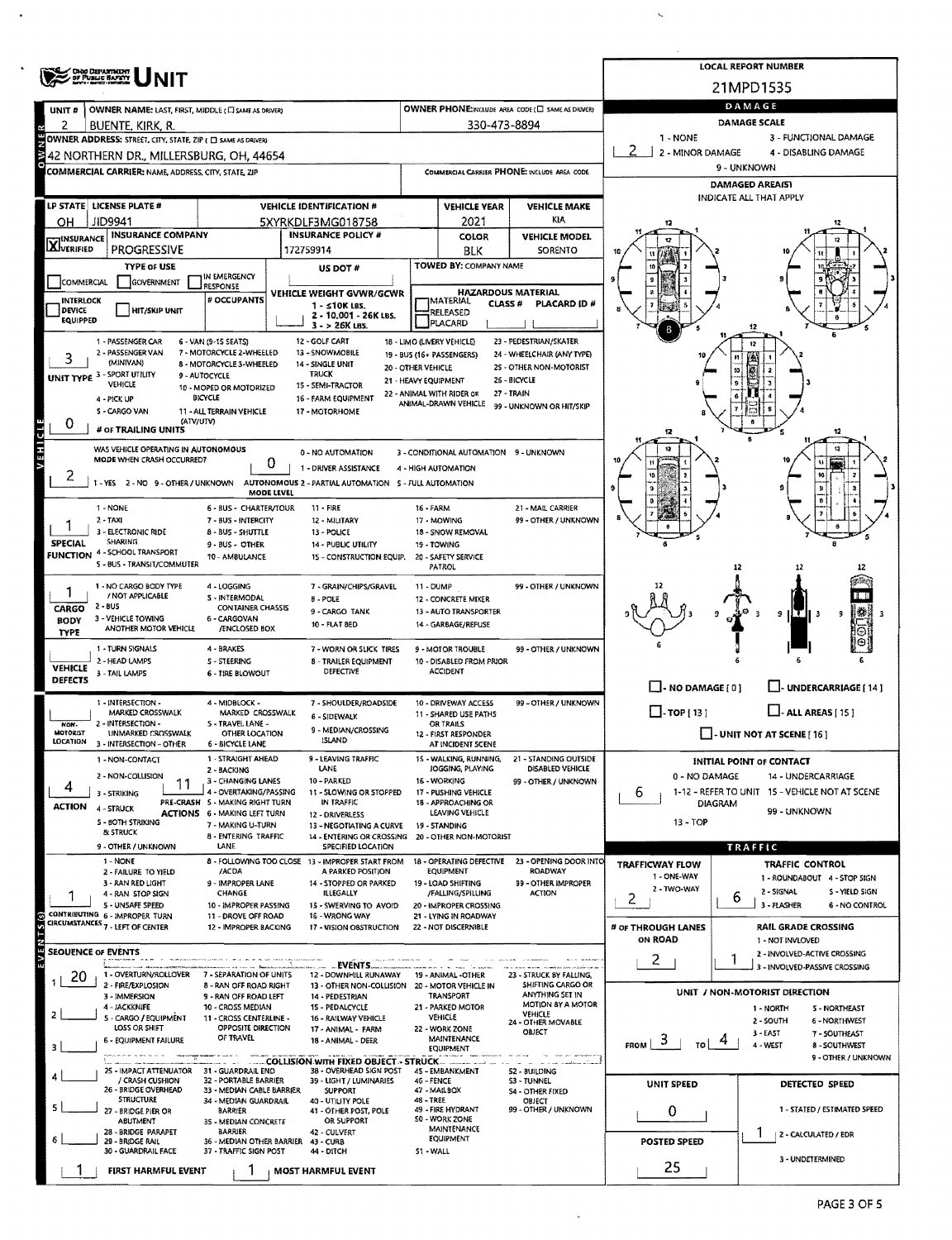# UNIT

**LOCAL REPORT NUMBER:** 21MPD1535

| Field | Value |
|---|---|
| UNIT # | 2 |
| OWNER NAME: LAST, FIRST, MIDDLE | BUENTE, KIRK, R. |
| OWNER PHONE | 330-473-8894 |
| OWNER ADDRESS: STREET, CITY, STATE, ZIP | 42 NORTHERN DR., MILLERSBURG, OH, 44654 |
| COMMERCIAL CARRIER: NAME, ADDRESS, CITY, STATE, ZIP | |
| COMMERCIAL CARRIER PHONE | |
| LP STATE | OH |
| LICENSE PLATE # | JID9941 |
| VEHICLE IDENTIFICATION # | 5XYRKDLF3MG018758 |
| VEHICLE YEAR | 2021 |
| VEHICLE MAKE | KIA |
| INSURANCE VERIFIED | X |
| INSURANCE COMPANY | PROGRESSIVE |
| INSURANCE POLICY # | 172759914 |
| COLOR | BLK |
| VEHICLE MODEL | SORENTO |
| TYPE OF USE | |
| US DOT # | |
| TOWED BY: COMPANY NAME | |
| VEHICLE WEIGHT GVWR/GCWR | 1 - ≤10K LBS. / 2 - 10,001 - 26K LBS. / 3 - > 26K LBS. |
| HAZARDOUS MATERIAL | |
| UNIT TYPE | 3 |
| # OF TRAILING UNITS | 0 |
| WAS VEHICLE OPERATING IN AUTONOMOUS MODE WHEN CRASH OCCURRED? | 2 |
| AUTONOMOUS MODE LEVEL | 0 |
| SPECIAL FUNCTION | 1 |
| CARGO BODY TYPE | 1 |
| VEHICLE DEFECTS | |
| NON-MOTORIST LOCATION | |
| ACTION | 4 |
| PRE-CRASH ACTIONS | 11 |
| CONTRIBUTING CIRCUMSTANCES | 1 |

**UNIT TYPE:** 1 - PASSENGER CAR; 2 - PASSENGER VAN (MINIVAN); 3 - SPORT UTILITY VEHICLE; 4 - PICK UP; 5 - CARGO VAN; 6 - VAN (9-15 SEATS); 7 - MOTORCYCLE 2-WHEELED; 8 - MOTORCYCLE 3-WHEELED; 9 - AUTOCYCLE; 10 - MOPED OR MOTORIZED BICYCLE; 11 - ALL TERRAIN VEHICLE (ATV/UTV); 12 - GOLF CART; 13 - SNOWMOBILE; 14 - SINGLE UNIT TRUCK; 15 - SEMI-TRACTOR; 16 - FARM EQUIPMENT; 17 - MOTORHOME; 18 - LIMO (LIVERY VEHICLE); 19 - BUS (16+ PASSENGERS); 20 - OTHER VEHICLE; 21 - HEAVY EQUIPMENT; 22 - ANIMAL WITH RIDER OR ANIMAL-DRAWN VEHICLE; 23 - PEDESTRIAN/SKATER; 24 - WHEELCHAIR (ANY TYPE); 25 - OTHER NON-MOTORIST; 26 - BICYCLE; 27 - TRAIN; 99 - UNKNOWN OR HIT/SKIP

**AUTONOMOUS:** 1 - YES; 2 - NO; 9 - OTHER / UNKNOWN. MODE LEVEL: 0 - NO AUTOMATION; 1 - DRIVER ASSISTANCE; 2 - PARTIAL AUTOMATION; 3 - CONDITIONAL AUTOMATION; 4 - HIGH AUTOMATION; 5 - FULL AUTOMATION; 9 - UNKNOWN

**SPECIAL FUNCTION:** 1 - NONE; 2 - TAXI; 3 - ELECTRONIC RIDE SHARING; 4 - SCHOOL TRANSPORT; 5 - BUS - TRANSIT/COMMUTER; 6 - BUS - CHARTER/TOUR; 7 - BUS - INTERCITY; 8 - BUS - SHUTTLE; 9 - BUS - OTHER; 10 - AMBULANCE; 11 - FIRE; 12 - MILITARY; 13 - POLICE; 14 - PUBLIC UTILITY; 15 - CONSTRUCTION EQUIP.; 16 - FARM; 17 - MOWING; 18 - SNOW REMOVAL; 19 - TOWING; 20 - SAFETY SERVICE PATROL; 21 - MAIL CARRIER; 99 - OTHER / UNKNOWN

**CARGO BODY TYPE:** 1 - NO CARGO BODY TYPE / NOT APPLICABLE; 2 - BUS; 3 - VEHICLE TOWING ANOTHER MOTOR VEHICLE; 4 - LOGGING; 5 - INTERMODAL CONTAINER CHASSIS; 6 - CARGOVAN /ENCLOSED BOX; 7 - GRAIN/CHIPS/GRAVEL; 8 - POLE; 9 - CARGO TANK; 10 - FLAT BED; 11 - DUMP; 12 - CONCRETE MIXER; 13 - AUTO TRANSPORTER; 14 - GARBAGE/REFUSE; 99 - OTHER / UNKNOWN

**VEHICLE DEFECTS:** 1 - TURN SIGNALS; 2 - HEAD LAMPS; 3 - TAIL LAMPS; 4 - BRAKES; 5 - STEERING; 6 - TIRE BLOWOUT; 7 - WORN OR SLICK TIRES; 8 - TRAILER EQUIPMENT DEFECTIVE; 9 - MOTOR TROUBLE; 10 - DISABLED FROM PRIOR ACCIDENT; 99 - OTHER / UNKNOWN

**NON-MOTORIST LOCATION:** 1 - INTERSECTION - MARKED CROSSWALK; 2 - INTERSECTION - UNMARKED CROSSWALK; 3 - INTERSECTION - OTHER; 4 - MIDBLOCK - MARKED CROSSWALK; 5 - TRAVEL LANE - OTHER LOCATION; 6 - BICYCLE LANE; 7 - SHOULDER/ROADSIDE; 8 - SIDEWALK; 9 - MEDIAN/CROSSING ISLAND; 10 - DRIVEWAY ACCESS; 11 - SHARED USE PATHS OR TRAILS; 12 - FIRST RESPONDER AT INCIDENT SCENE; 99 - OTHER / UNKNOWN

**ACTION:** 1 - NON-CONTACT; 2 - NON-COLLISION; 3 - STRIKING; 4 - STRUCK; 5 - BOTH STRIKING & STRUCK; 9 - OTHER / UNKNOWN

**PRE-CRASH ACTIONS:** 1 - STRAIGHT AHEAD; 2 - BACKING; 3 - CHANGING LANES; 4 - OVERTAKING/PASSING; 5 - MAKING RIGHT TURN; 6 - MAKING LEFT TURN; 7 - MAKING U-TURN; 8 - ENTERING TRAFFIC LANE; 9 - LEAVING TRAFFIC LANE; 10 - PARKED; 11 - SLOWING OR STOPPED IN TRAFFIC; 12 - DRIVERLESS; 13 - NEGOTIATING A CURVE; 14 - ENTERING OR CROSSING SPECIFIED LOCATION; 15 - WALKING, RUNNING, JOGGING, PLAYING; 16 - WORKING; 17 - PUSHING VEHICLE; 18 - APPROACHING OR LEAVING VEHICLE; 19 - STANDING; 20 - OTHER NON-MOTORIST; 21 - STANDING OUTSIDE DISABLED VEHICLE; 99 - OTHER / UNKNOWN

**CONTRIBUTING CIRCUMSTANCES:** 1 - NONE; 2 - FAILURE TO YIELD; 3 - RAN RED LIGHT; 4 - RAN STOP SIGN; 5 - UNSAFE SPEED; 6 - IMPROPER TURN; 7 - LEFT OF CENTER; 8 - FOLLOWING TOO CLOSE /ACDA; 9 - IMPROPER LANE CHANGE; 10 - IMPROPER PASSING; 11 - DROVE OFF ROAD; 12 - IMPROPER BACKING; 13 - IMPROPER START FROM A PARKED POSITION; 14 - STOPPED OR PARKED ILLEGALLY; 15 - SWERVING TO AVOID; 16 - WRONG WAY; 17 - VISION OBSTRUCTION; 18 - OPERATING DEFECTIVE EQUIPMENT; 19 - LOAD SHIFTING /FALLING/SPILLING; 20 - IMPROPER CROSSING; 21 - LYING IN ROADWAY; 22 - NOT DISCERNIBLE; 23 - OPENING DOOR INTO ROADWAY; 99 - OTHER IMPROPER ACTION

## SEQUENCE OF EVENTS

| # | Event |
|---|---|
| 1 | 20 |
| 2 | |
| 3 | |
| 4 | |
| 5 | |
| 6 | |

**FIRST HARMFUL EVENT:** 1 **MOST HARMFUL EVENT:** 1

**EVENTS:** 1 - OVERTURN/ROLLOVER; 2 - FIRE/EXPLOSION; 3 - IMMERSION; 4 - JACKKNIFE; 5 - CARGO / EQUIPMENT LOSS OR SHIFT; 6 - EQUIPMENT FAILURE; 7 - SEPARATION OF UNITS; 8 - RAN OFF ROAD RIGHT; 9 - RAN OFF ROAD LEFT; 10 - CROSS MEDIAN; 11 - CROSS CENTERLINE - OPPOSITE DIRECTION OF TRAVEL; 12 - DOWNHILL RUNAWAY; 13 - OTHER NON-COLLISION; 14 - PEDESTRIAN; 15 - PEDALCYCLE; 16 - RAILWAY VEHICLE; 17 - ANIMAL - FARM; 18 - ANIMAL - DEER; 19 - ANIMAL -OTHER; 20 - MOTOR VEHICLE IN TRANSPORT; 21 - PARKED MOTOR VEHICLE; 22 - WORK ZONE MAINTENANCE EQUIPMENT; 23 - STRUCK BY FALLING, SHIFTING CARGO OR ANYTHING SET IN MOTION BY A MOTOR VEHICLE; 24 - OTHER MOVABLE OBJECT

**COLLISION WITH FIXED OBJECT - STRUCK:** 25 - IMPACT ATTENUATOR / CRASH CUSHION; 26 - BRIDGE OVERHEAD STRUCTURE; 27 - BRIDGE PIER OR ABUTMENT; 28 - BRIDGE PARAPET; 29 - BRIDGE RAIL; 30 - GUARDRAIL FACE; 31 - GUARDRAIL END; 32 - PORTABLE BARRIER; 33 - MEDIAN CABLE BARRIER; 34 - MEDIAN GUARDRAIL BARRIER; 35 - MEDIAN CONCRETE BARRIER; 36 - MEDIAN OTHER BARRIER; 37 - TRAFFIC SIGN POST; 38 - OVERHEAD SIGN POST; 39 - LIGHT / LUMINARIES SUPPORT; 40 - UTILITY POLE; 41 - OTHER POST, POLE OR SUPPORT; 42 - CULVERT; 43 - CURB; 44 - DITCH; 45 - EMBANKMENT; 46 - FENCE; 47 - MAILBOX; 48 - TREE; 49 - FIRE HYDRANT; 50 - WORK ZONE MAINTENANCE EQUIPMENT; 51 - WALL; 52 - BUILDING; 53 - TUNNEL; 54 - OTHER FIXED OBJECT; 99 - OTHER / UNKNOWN

## DAMAGE

**DAMAGE SCALE:** 2

1 - NONE; 2 - MINOR DAMAGE; 3 - FUNCTIONAL DAMAGE; 4 - DISABLING DAMAGE; 9 - UNKNOWN

**DAMAGED AREA(S)** INDICATE ALL THAT APPLY: 6

☐ - NO DAMAGE [ 0 ] ☐ - UNDERCARRIAGE [ 14 ] ☐ - TOP [ 13 ] ☐ - ALL AREAS [ 15 ] ☐ - UNIT NOT AT SCENE [ 16 ]

**INITIAL POINT OF CONTACT:** 6

0 - NO DAMAGE; 1-12 - REFER TO UNIT DIAGRAM; 13 - TOP; 14 - UNDERCARRIAGE; 15 - VEHICLE NOT AT SCENE; 99 - UNKNOWN

## TRAFFIC

| Field | Value |
|---|---|
| TRAFFICWAY FLOW | 2 |
| TRAFFIC CONTROL | 6 |
| # OF THROUGH LANES ON ROAD | 2 |
| RAIL GRADE CROSSING | 1 |

TRAFFICWAY FLOW: 1 - ONE-WAY; 2 - TWO-WAY

TRAFFIC CONTROL: 1 - ROUNDABOUT; 2 - SIGNAL; 3 - FLASHER; 4 - STOP SIGN; 5 - YIELD SIGN; 6 - NO CONTROL

RAIL GRADE CROSSING: 1 - NOT INVOLVED; 2 - INVOLVED-ACTIVE CROSSING; 3 - INVOLVED-PASSIVE CROSSING

**UNIT / NON-MOTORIST DIRECTION:** FROM 3 TO 4

1 - NORTH; 2 - SOUTH; 3 - EAST; 4 - WEST; 5 - NORTHEAST; 6 - NORTHWEST; 7 - SOUTHEAST; 8 - SOUTHWEST; 9 - OTHER / UNKNOWN

| Field | Value |
|---|---|
| UNIT SPEED | 0 |
| DETECTED SPEED | 1 |
| POSTED SPEED | 25 |

DETECTED SPEED: 1 - STATED / ESTIMATED SPEED; 2 - CALCULATED / EDR; 3 - UNDETERMINED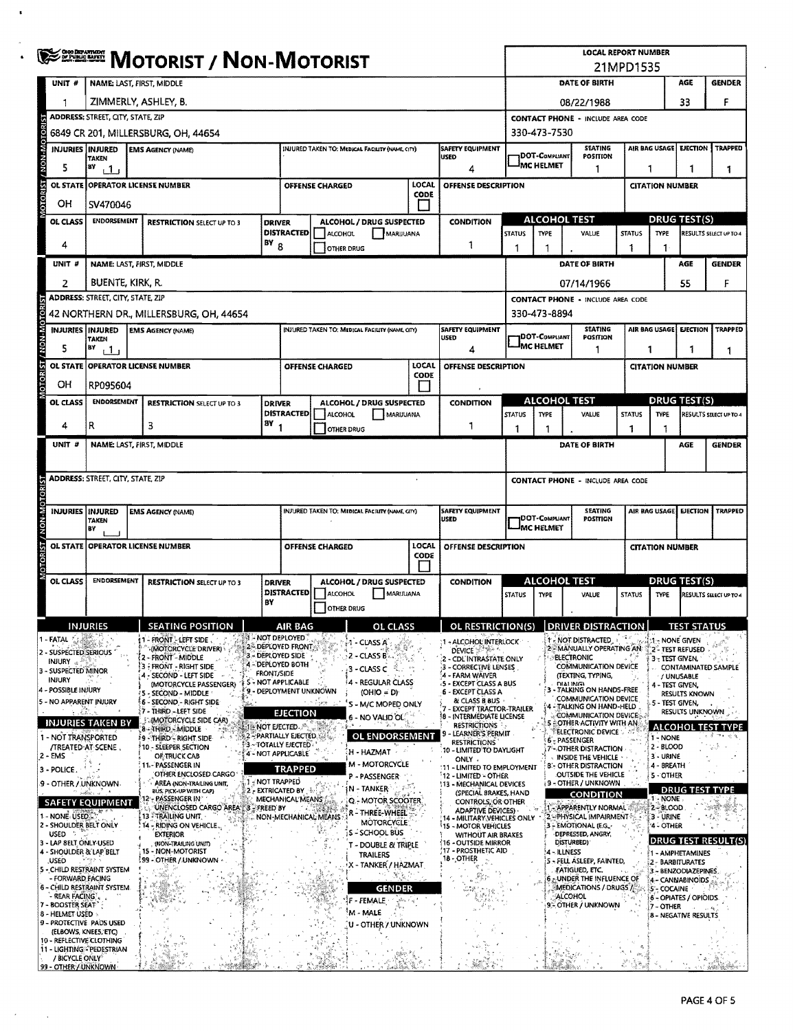# MOTORIST / NON-MOTORIST

**LOCAL REPORT NUMBER:** 21MPD1535

## Unit 1

| UNIT # | NAME: LAST, FIRST, MIDDLE | DATE OF BIRTH | AGE | GENDER |
|---|---|---|---|---|
| 1 | ZIMMERLY, ASHLEY, B. | 08/22/1988 | 33 | F |

| ADDRESS: STREET, CITY, STATE, ZIP | CONTACT PHONE - INCLUDE AREA CODE |
|---|---|
| 6849 CR 201, MILLERSBURG, OH, 44654 | 330-473-7530 |

| INJURIES | INJURED TAKEN BY | EMS AGENCY (NAME) | INJURED TAKEN TO: MEDICAL FACILITY (NAME, CITY) | SAFETY EQUIPMENT USED | DOT-COMPLIANT MC HELMET | SEATING POSITION | AIR BAG USAGE | EJECTION | TRAPPED |
|---|---|---|---|---|---|---|---|---|---|
| 5 | 1 | | | 4 | | 1 | 1 | 1 | 1 |

| OL STATE | OPERATOR LICENSE NUMBER | OFFENSE CHARGED | LOCAL CODE | OFFENSE DESCRIPTION | CITATION NUMBER |
|---|---|---|---|---|---|
| OH | SV470046 | | | | |

| OL CLASS | ENDORSEMENT | RESTRICTION SELECT UP TO 3 | DRIVER DISTRACTED BY | ALCOHOL / DRUG SUSPECTED | CONDITION | ALCOHOL TEST STATUS | ALCOHOL TEST TYPE | ALCOHOL TEST VALUE | DRUG TEST STATUS | DRUG TEST TYPE | DRUG TEST RESULTS |
|---|---|---|---|---|---|---|---|---|---|---|---|
| 4 | | | 8 | | 1 | 1 | 1 | . | 1 | 1 | |

## Unit 2

| UNIT # | NAME: LAST, FIRST, MIDDLE | DATE OF BIRTH | AGE | GENDER |
|---|---|---|---|---|
| 2 | BUENTE, KIRK, R. | 07/14/1966 | 55 | F |

| ADDRESS: STREET, CITY, STATE, ZIP | CONTACT PHONE - INCLUDE AREA CODE |
|---|---|
| 42 NORTHERN DR., MILLERSBURG, OH, 44654 | 330-473-8894 |

| INJURIES | INJURED TAKEN BY | EMS AGENCY (NAME) | INJURED TAKEN TO: MEDICAL FACILITY (NAME, CITY) | SAFETY EQUIPMENT USED | DOT-COMPLIANT MC HELMET | SEATING POSITION | AIR BAG USAGE | EJECTION | TRAPPED |
|---|---|---|---|---|---|---|---|---|---|
| 5 | 1 | | | 4 | | 1 | 1 | 1 | 1 |

| OL STATE | OPERATOR LICENSE NUMBER | OFFENSE CHARGED | LOCAL CODE | OFFENSE DESCRIPTION | CITATION NUMBER |
|---|---|---|---|---|---|
| OH | RP095604 | | | | |

| OL CLASS | ENDORSEMENT | RESTRICTION SELECT UP TO 3 | DRIVER DISTRACTED BY | ALCOHOL / DRUG SUSPECTED | CONDITION | ALCOHOL TEST STATUS | ALCOHOL TEST TYPE | ALCOHOL TEST VALUE | DRUG TEST STATUS | DRUG TEST TYPE | DRUG TEST RESULTS |
|---|---|---|---|---|---|---|---|---|---|---|---|
| 4 | R | 3 | 1 | | 1 | 1 | 1 | . | 1 | 1 | |

## Unit (blank)

| UNIT # | NAME: LAST, FIRST, MIDDLE | DATE OF BIRTH | AGE | GENDER |
|---|---|---|---|---|
| | | | | |

| ADDRESS: STREET, CITY, STATE, ZIP | CONTACT PHONE - INCLUDE AREA CODE |
|---|---|
| | |

| INJURIES | INJURED TAKEN BY | EMS AGENCY (NAME) | INJURED TAKEN TO: MEDICAL FACILITY (NAME, CITY) | SAFETY EQUIPMENT USED | DOT-COMPLIANT MC HELMET | SEATING POSITION | AIR BAG USAGE | EJECTION | TRAPPED |
|---|---|---|---|---|---|---|---|---|---|
| | | | | | | | | | |

| OL STATE | OPERATOR LICENSE NUMBER | OFFENSE CHARGED | LOCAL CODE | OFFENSE DESCRIPTION | CITATION NUMBER |
|---|---|---|---|---|---|
| | | | | | |

| OL CLASS | ENDORSEMENT | RESTRICTION SELECT UP TO 3 | DRIVER DISTRACTED BY | ALCOHOL / DRUG SUSPECTED | CONDITION | ALCOHOL TEST STATUS | ALCOHOL TEST TYPE | ALCOHOL TEST VALUE | DRUG TEST STATUS | DRUG TEST TYPE | DRUG TEST RESULTS |
|---|---|---|---|---|---|---|---|---|---|---|---|
| | | | | | | | | . | | | |

## Codes

**INJURIES**
1 - FATAL
2 - SUSPECTED SERIOUS INJURY
3 - SUSPECTED MINOR INJURY
4 - POSSIBLE INJURY
5 - NO APPARENT INJURY

**INJURIES TAKEN BY**
1 - NOT TRANSPORTED /TREATED AT SCENE
2 - EMS
3 - POLICE
9 - OTHER / UNKNOWN

**SAFETY EQUIPMENT**
1 - NONE USED
2 - SHOULDER BELT ONLY USED
3 - LAP BELT ONLY USED
4 - SHOULDER & LAP BELT USED
5 - CHILD RESTRAINT SYSTEM - FORWARD FACING
6 - CHILD RESTRAINT SYSTEM - REAR FACING
7 - BOOSTER SEAT
8 - HELMET USED
9 - PROTECTIVE PADS USED (ELBOWS, KNEES, ETC)
10 - REFLECTIVE CLOTHING
11 - LIGHTING - PEDESTRIAN / BICYCLE ONLY
99 - OTHER / UNKNOWN

**SEATING POSITION**
1 - FRONT - LEFT SIDE (MOTORCYCLE DRIVER)
2 - FRONT - MIDDLE
3 - FRONT - RIGHT SIDE
4 - SECOND - LEFT SIDE (MOTORCYCLE PASSENGER)
5 - SECOND - MIDDLE
6 - SECOND - RIGHT SIDE
7 - THIRD - LEFT SIDE (MOTORCYCLE SIDE CAR)
8 - THIRD - MIDDLE
9 - THIRD - RIGHT SIDE
10 - SLEEPER SECTION OF TRUCK CAB
11 - PASSENGER IN OTHER ENCLOSED CARGO AREA (NON-TRAILING UNIT, BUS, PICK-UP WITH CAP)
12 - PASSENGER IN UNENCLOSED CARGO AREA
13 - TRAILING UNIT
14 - RIDING ON VEHICLE EXTERIOR (NON-TRAILING UNIT)
15 - NON-MOTORIST
99 - OTHER / UNKNOWN

**AIR BAG**
1 - NOT DEPLOYED
2 - DEPLOYED FRONT
3 - DEPLOYED SIDE
4 - DEPLOYED BOTH FRONT/SIDE
5 - NOT APPLICABLE
9 - DEPLOYMENT UNKNOWN

**EJECTION**
1 - NOT EJECTED
2 - PARTIALLY EJECTED
3 - TOTALLY EJECTED
4 - NOT APPLICABLE

**TRAPPED**
1 - NOT TRAPPED
2 - EXTRICATED BY MECHANICAL MEANS
3 - FREED BY NON-MECHANICAL MEANS

**OL CLASS**
1 - CLASS A
2 - CLASS B
3 - CLASS C
4 - REGULAR CLASS (OHIO = D)
5 - M/C MOPED ONLY
6 - NO VALID OL

**OL ENDORSEMENT**
H - HAZMAT
M - MOTORCYCLE
P - PASSENGER
N - TANKER
Q - MOTOR SCOOTER
R - THREE-WHEEL MOTORCYCLE
S - SCHOOL BUS
T - DOUBLE & TRIPLE TRAILERS
X - TANKER / HAZMAT

**GENDER**
F - FEMALE
M - MALE
U - OTHER / UNKNOWN

**OL RESTRICTION(S)**
1 - ALCOHOL INTERLOCK DEVICE
2 - CDL INTRASTATE ONLY
3 - CORRECTIVE LENSES
4 - FARM WAIVER
5 - EXCEPT CLASS A BUS
6 - EXCEPT CLASS A & CLASS B BUS
7 - EXCEPT TRACTOR-TRAILER
8 - INTERMEDIATE LICENSE RESTRICTIONS
9 - LEARNER'S PERMIT RESTRICTIONS
10 - LIMITED TO DAYLIGHT ONLY
11 - LIMITED TO EMPLOYMENT
12 - LIMITED - OTHER
13 - MECHANICAL DEVICES (SPECIAL BRAKES, HAND CONTROLS, OR OTHER ADAPTIVE DEVICES)
14 - MILITARY VEHICLES ONLY
15 - MOTOR VEHICLES WITHOUT AIR BRAKES
16 - OUTSIDE MIRROR
17 - PROSTHETIC AID
18 - OTHER

**DRIVER DISTRACTION**
1 - NOT DISTRACTED
2 - MANUALLY OPERATING AN ELECTRONIC COMMUNICATION DEVICE (TEXTING, TYPING, DIALING)
3 - TALKING ON HANDS-FREE COMMUNICATION DEVICE
4 - TALKING ON HAND-HELD COMMUNICATION DEVICE
5 - OTHER ACTIVITY WITH AN ELECTRONIC DEVICE
6 - PASSENGER
7 - OTHER DISTRACTION INSIDE THE VEHICLE
8 - OTHER DISTRACTION OUTSIDE THE VEHICLE
9 - OTHER / UNKNOWN

**CONDITION**
1 - APPARENTLY NORMAL
2 - PHYSICAL IMPAIRMENT
3 - EMOTIONAL (E.G., DEPRESSED, ANGRY, DISTURBED)
4 - ILLNESS
5 - FELL ASLEEP, FAINTED, FATIGUED, ETC.
6 - UNDER THE INFLUENCE OF MEDICATIONS / DRUGS / ALCOHOL
9 - OTHER / UNKNOWN

**TEST STATUS**
1 - NONE GIVEN
2 - TEST REFUSED
3 - TEST GIVEN, CONTAMINATED SAMPLE / UNUSABLE
4 - TEST GIVEN, RESULTS KNOWN
5 - TEST GIVEN, RESULTS UNKNOWN

**ALCOHOL TEST TYPE**
1 - NONE
2 - BLOOD
3 - URINE
4 - BREATH
5 - OTHER

**DRUG TEST TYPE**
1 - NONE
2 - BLOOD
3 - URINE
4 - OTHER

**DRUG TEST RESULT(S)**
1 - AMPHETAMINES
2 - BARBITURATES
3 - BENZODIAZEPINES
4 - CANNABINOIDS
5 - COCAINE
6 - OPIATES / OPIOIDS
7 - OTHER
8 - NEGATIVE RESULTS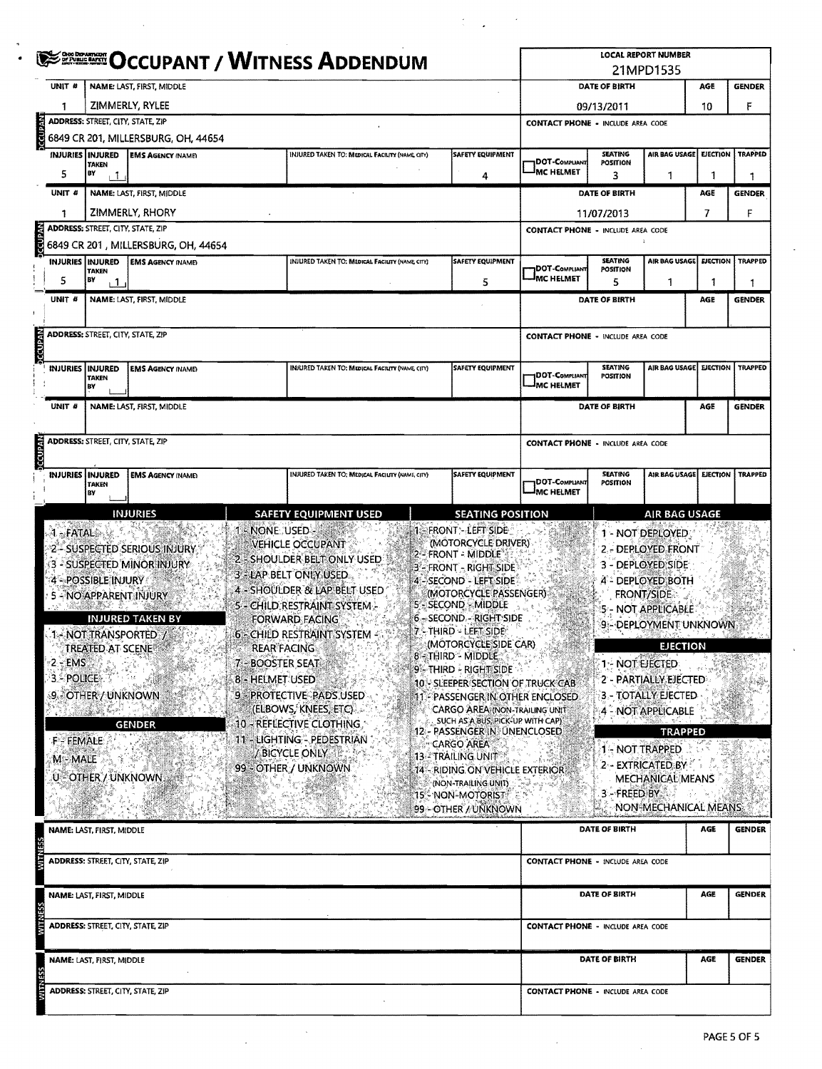# OCCUPANT / WITNESS ADDENDUM

**LOCAL REPORT NUMBER:** 21MPD1535

## OCCUPANT

| UNIT # | NAME: LAST, FIRST, MIDDLE | DATE OF BIRTH | AGE | GENDER |
|---|---|---|---|---|
| 1 | ZIMMERLY, RYLEE | 09/13/2011 | 10 | F |

**ADDRESS: STREET, CITY, STATE, ZIP:** 6849 CR 201, MILLERSBURG, OH, 44654
**CONTACT PHONE - INCLUDE AREA CODE:**

| INJURIES | INJURED TAKEN BY | EMS AGENCY (NAME) | INJURED TAKEN TO: MEDICAL FACILITY (NAME, CITY) | SAFETY EQUIPMENT | DOT-COMPLIANT MC HELMET | SEATING POSITION | AIR BAG USAGE | EJECTION | TRAPPED |
|---|---|---|---|---|---|---|---|---|---|
| 5 | 1 | | | 4 | | 3 | 1 | 1 | 1 |

## OCCUPANT

| UNIT # | NAME: LAST, FIRST, MIDDLE | DATE OF BIRTH | AGE | GENDER |
|---|---|---|---|---|
| 1 | ZIMMERLY, RHORY | 11/07/2013 | 7 | F |

**ADDRESS: STREET, CITY, STATE, ZIP:** 6849 CR 201 , MILLERSBURG, OH, 44654
**CONTACT PHONE - INCLUDE AREA CODE:**

| INJURIES | INJURED TAKEN BY | EMS AGENCY (NAME) | INJURED TAKEN TO: MEDICAL FACILITY (NAME, CITY) | SAFETY EQUIPMENT | DOT-COMPLIANT MC HELMET | SEATING POSITION | AIR BAG USAGE | EJECTION | TRAPPED |
|---|---|---|---|---|---|---|---|---|---|
| 5 | 1 | | | 5 | | 5 | 1 | 1 | 1 |

## OCCUPANT

| UNIT # | NAME: LAST, FIRST, MIDDLE | DATE OF BIRTH | AGE | GENDER |
|---|---|---|---|---|
| | | | | |

**ADDRESS: STREET, CITY, STATE, ZIP:**
**CONTACT PHONE - INCLUDE AREA CODE:**

| INJURIES | INJURED TAKEN BY | EMS AGENCY (NAME) | INJURED TAKEN TO: MEDICAL FACILITY (NAME, CITY) | SAFETY EQUIPMENT | DOT-COMPLIANT MC HELMET | SEATING POSITION | AIR BAG USAGE | EJECTION | TRAPPED |
|---|---|---|---|---|---|---|---|---|---|
| | | | | | | | | | |

## OCCUPANT

| UNIT # | NAME: LAST, FIRST, MIDDLE | DATE OF BIRTH | AGE | GENDER |
|---|---|---|---|---|
| | | | | |

**ADDRESS: STREET, CITY, STATE, ZIP:**
**CONTACT PHONE - INCLUDE AREA CODE:**

| INJURIES | INJURED TAKEN BY | EMS AGENCY (NAME) | INJURED TAKEN TO: MEDICAL FACILITY (NAME, CITY) | SAFETY EQUIPMENT | DOT-COMPLIANT MC HELMET | SEATING POSITION | AIR BAG USAGE | EJECTION | TRAPPED |
|---|---|---|---|---|---|---|---|---|---|
| | | | | | | | | | |

### INJURIES
1 - FATAL
2 - SUSPECTED SERIOUS INJURY
3 - SUSPECTED MINOR INJURY
4 - POSSIBLE INJURY
5 - NO APPARENT INJURY

### INJURED TAKEN BY
1 - NOT TRANSPORTED / TREATED AT SCENE
2 - EMS
3 - POLICE
9 - OTHER / UNKNOWN

### GENDER
F - FEMALE
M - MALE
U - OTHER / UNKNOWN

### SAFETY EQUIPMENT USED
1 - NONE USED - VEHICLE OCCUPANT
2 - SHOULDER BELT ONLY USED
3 - LAP BELT ONLY USED
4 - SHOULDER & LAP BELT USED
5 - CHILD RESTRAINT SYSTEM - FORWARD FACING
6 - CHILD RESTRAINT SYSTEM - REAR FACING
7 - BOOSTER SEAT
8 - HELMET USED
9 - PROTECTIVE PADS USED (ELBOWS, KNEES, ETC)
10 - REFLECTIVE CLOTHING
11 - LIGHTING - PEDESTRIAN / BICYCLE ONLY
99 - OTHER / UNKNOWN

### SEATING POSITION
1 - FRONT - LEFT SIDE (MOTORCYCLE DRIVER)
2 - FRONT - MIDDLE
3 - FRONT - RIGHT SIDE
4 - SECOND - LEFT SIDE (MOTORCYCLE PASSENGER)
5 - SECOND - MIDDLE
6 - SECOND - RIGHT SIDE
7 - THIRD - LEFT SIDE (MOTORCYCLE SIDE CAR)
8 - THIRD - MIDDLE
9 - THIRD - RIGHT SIDE
10 - SLEEPER SECTION OF TRUCK CAB
11 - PASSENGER IN OTHER ENCLOSED CARGO AREA (NON-TRAILING UNIT SUCH AS A BUS, PICK-UP WITH CAP)
12 - PASSENGER IN UNENCLOSED CARGO AREA
13 - TRAILING UNIT
14 - RIDING ON VEHICLE EXTERIOR (NON-TRAILING UNIT)
15 - NON-MOTORIST
99 - OTHER / UNKNOWN

### AIR BAG USAGE
1 - NOT DEPLOYED
2 - DEPLOYED FRONT
3 - DEPLOYED SIDE
4 - DEPLOYED BOTH FRONT/SIDE
5 - NOT APPLICABLE
9 - DEPLOYMENT UNKNOWN

### EJECTION
1 - NOT EJECTED
2 - PARTIALLY EJECTED
3 - TOTALLY EJECTED
4 - NOT APPLICABLE

### TRAPPED
1 - NOT TRAPPED
2 - EXTRICATED BY MECHANICAL MEANS
3 - FREED BY NON-MECHANICAL MEANS

## WITNESS

| NAME: LAST, FIRST, MIDDLE | DATE OF BIRTH | AGE | GENDER |
|---|---|---|---|
| | | | |

**ADDRESS: STREET, CITY, STATE, ZIP:**
**CONTACT PHONE - INCLUDE AREA CODE:**

## WITNESS

| NAME: LAST, FIRST, MIDDLE | DATE OF BIRTH | AGE | GENDER |
|---|---|---|---|
| | | | |

**ADDRESS: STREET, CITY, STATE, ZIP:**
**CONTACT PHONE - INCLUDE AREA CODE:**

## WITNESS

| NAME: LAST, FIRST, MIDDLE | DATE OF BIRTH | AGE | GENDER |
|---|---|---|---|
| | | | |

**ADDRESS: STREET, CITY, STATE, ZIP:**
**CONTACT PHONE - INCLUDE AREA CODE:**